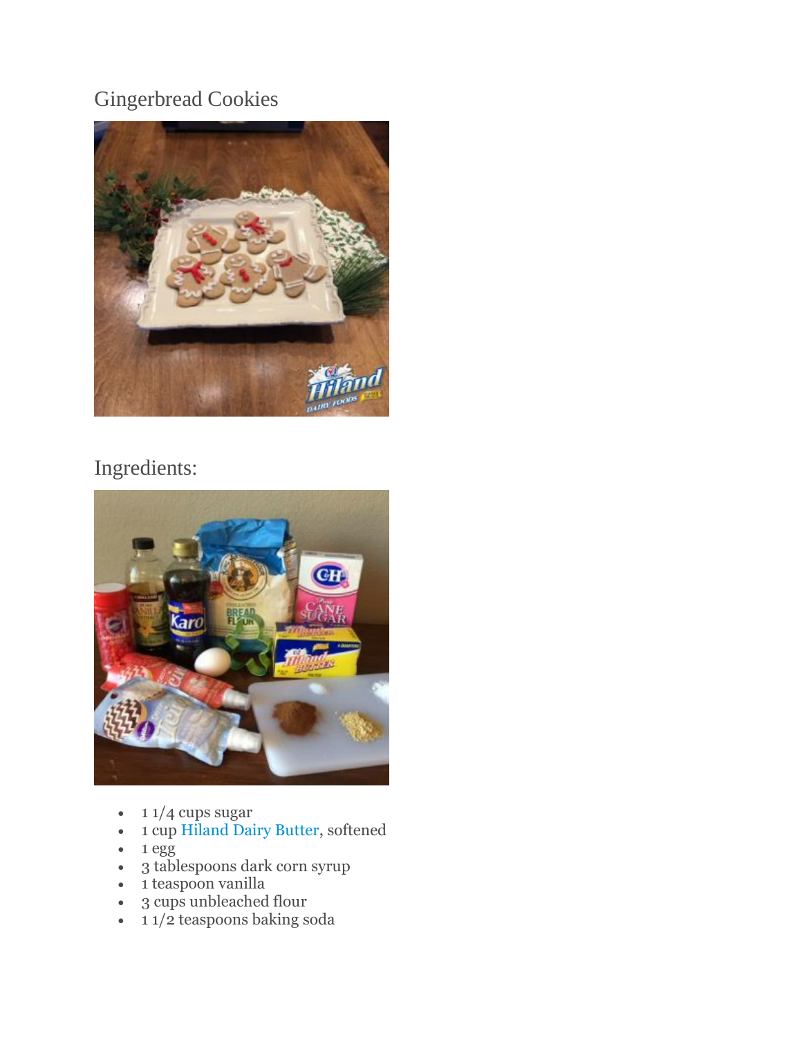# Gingerbread Cookies

## Ingredients:

- 1 1/4 cups sugar
- 1 cup Hiland Dairy Butter, softened
- 1 egg
- 3 tablespoons dark corn syrup
- 1 teaspoon vanilla
- 3 cups unbleached flour
- 1 1/2 teaspoons baking soda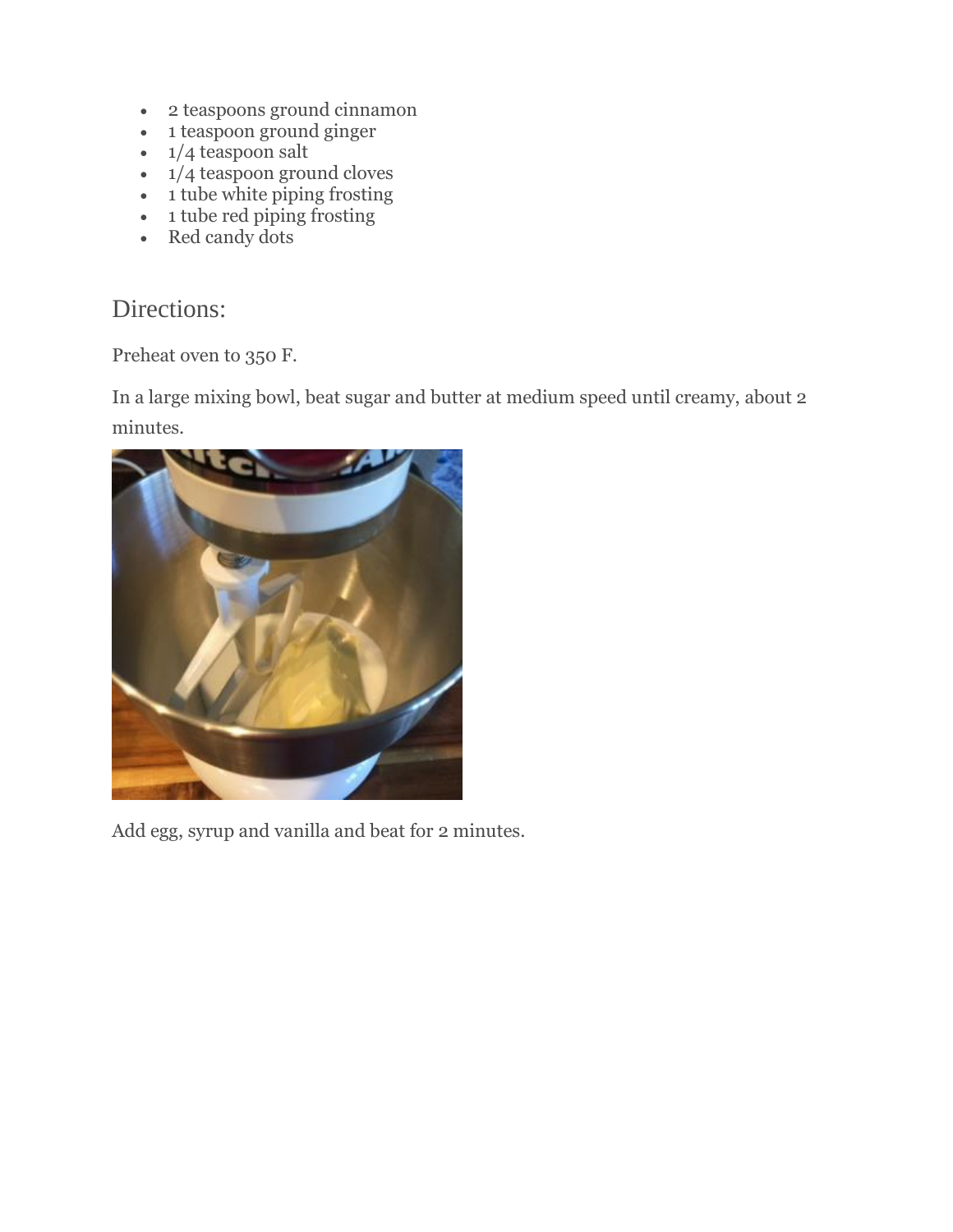- 2 teaspoons ground cinnamon
- 1 teaspoon ground ginger
- 1/4 teaspoon salt
- 1/4 teaspoon ground cloves
- 1 tube white piping frosting
- 1 tube red piping frosting
- Red candy dots

## Directions:

Preheat oven to 350 F.

In a large mixing bowl, beat sugar and butter at medium speed until creamy, about 2 minutes.

Add egg, syrup and vanilla and beat for 2 minutes.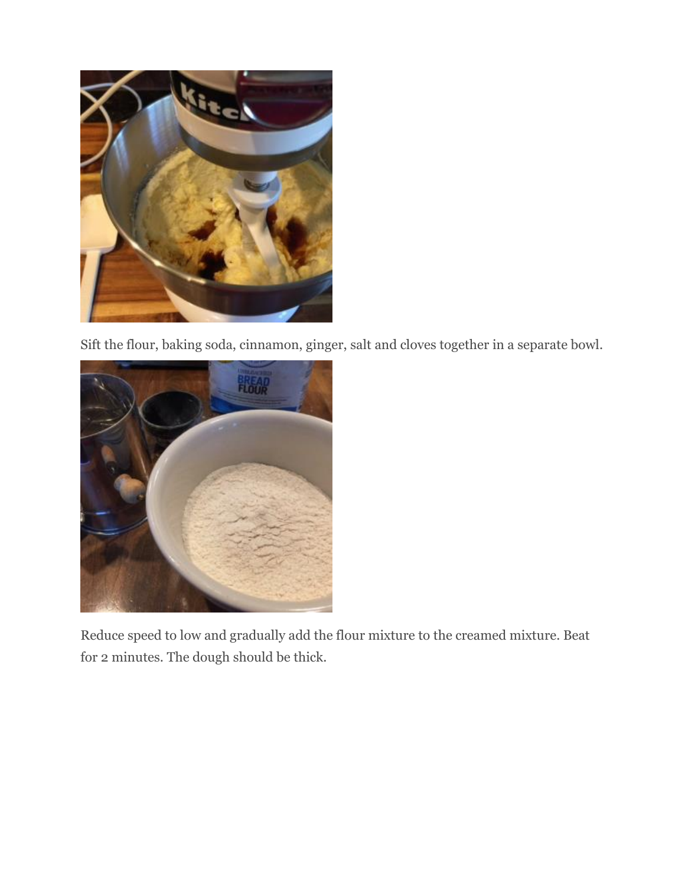Sift the flour, baking soda, cinnamon, ginger, salt and cloves together in a separate bowl.

Reduce speed to low and gradually add the flour mixture to the creamed mixture. Beat for 2 minutes. The dough should be thick.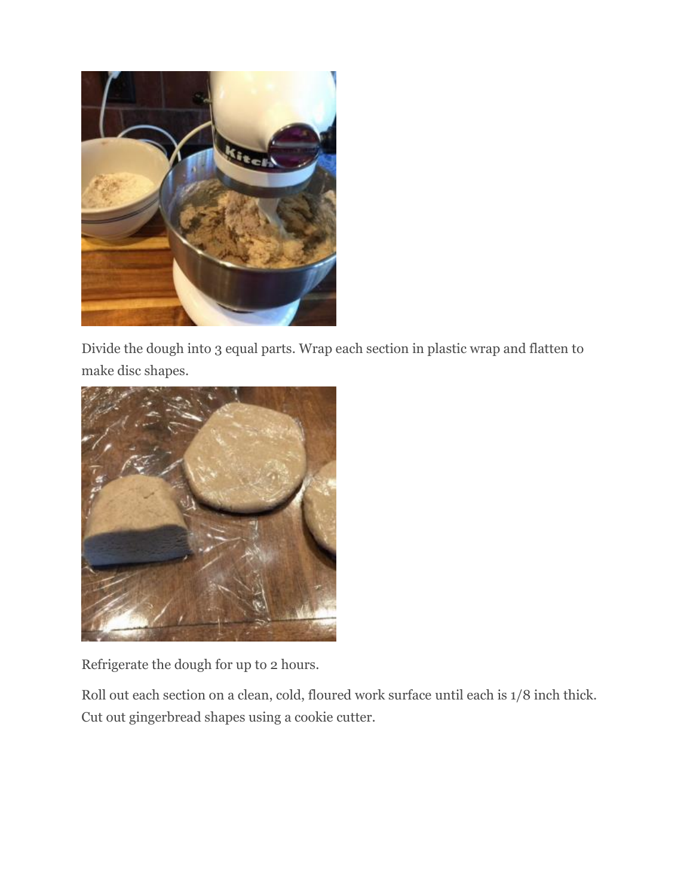Divide the dough into 3 equal parts. Wrap each section in plastic wrap and flatten to make disc shapes.

Refrigerate the dough for up to 2 hours.

Roll out each section on a clean, cold, floured work surface until each is 1/8 inch thick. Cut out gingerbread shapes using a cookie cutter.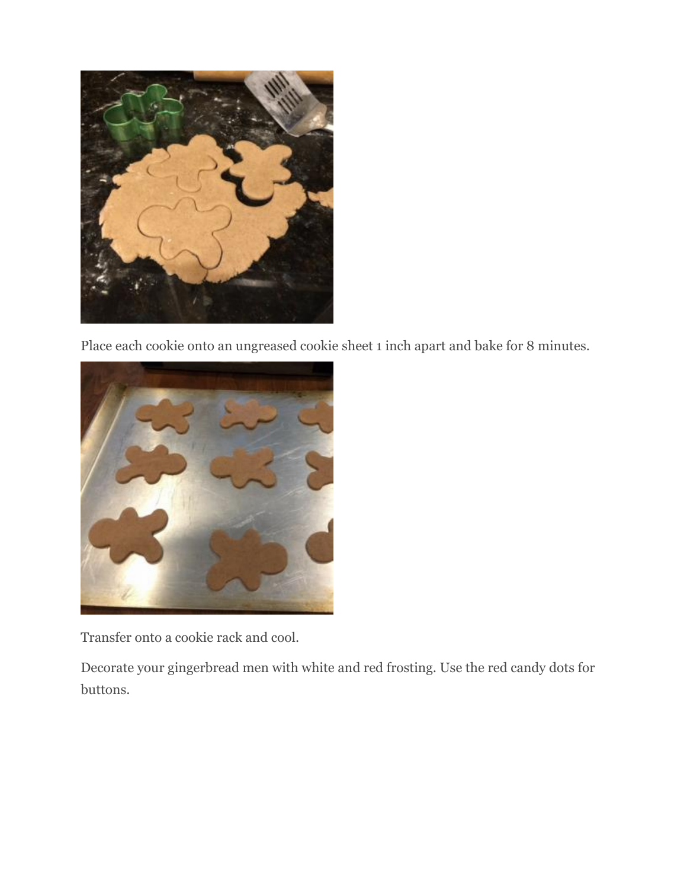Place each cookie onto an ungreased cookie sheet 1 inch apart and bake for 8 minutes.

Transfer onto a cookie rack and cool.

Decorate your gingerbread men with white and red frosting. Use the red candy dots for buttons.